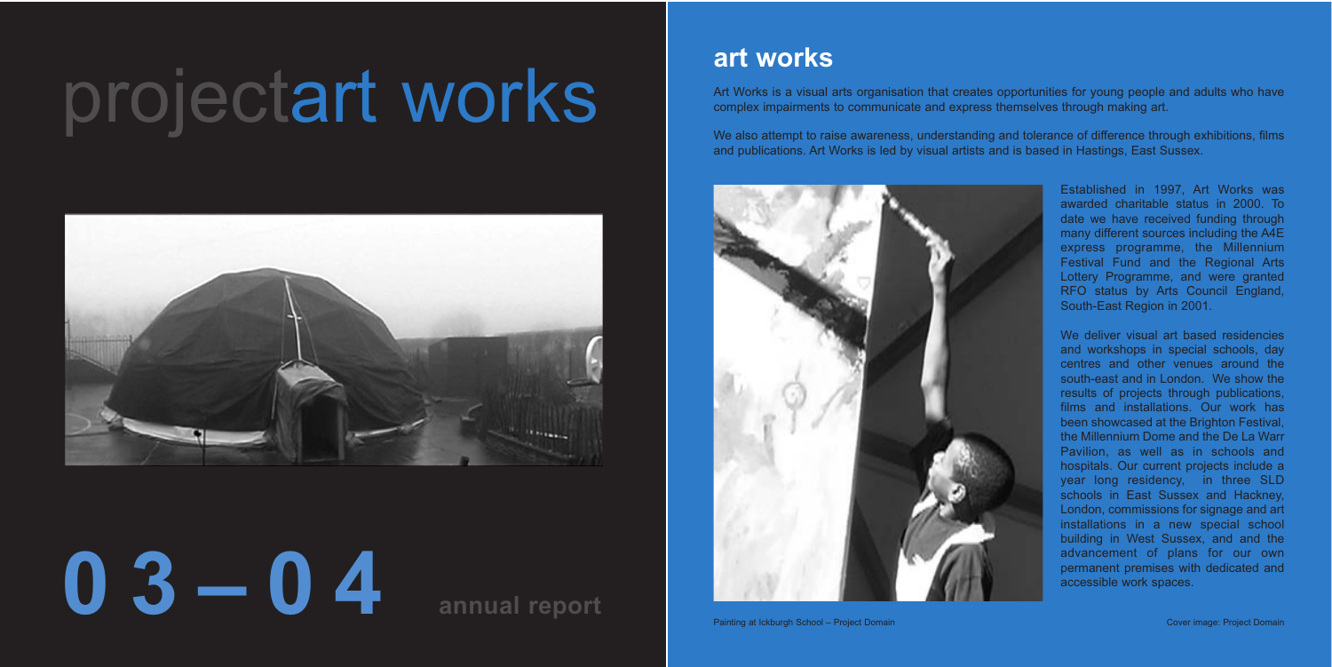# projectart works

# 03 – 04

annual report

## art works

Art Works is a visual arts organisation that creates opportunities for young people and adults who have complex impairments to communicate and express themselves through making art.

We also attempt to raise awareness, understanding and tolerance of difference through exhibitions, films and publications. Art Works is led by visual artists and is based in Hastings, East Sussex.

Established in 1997, Art Works was awarded charitable status in 2000. To date we have received funding through many different sources including the A4E express programme, the Millennium Festival Fund and the Regional Arts Lottery Programme, and were granted RFO status by Arts Council England, South-East Region in 2001.

We deliver visual art based residencies and workshops in special schools, day centres and other venues around the south-east and in London. We show the results of projects through publications, films and installations. Our work has been showcased at the Brighton Festival, the Millennium Dome and the De La Warr Pavilion, as well as in schools and hospitals. Our current projects include a year long residency, in three SLD schools in East Sussex and Hackney, London, commissions for signage and art installations in a new special school building in West Sussex, and and the advancement of plans for our own permanent premises with dedicated and accessible work spaces.

Painting at Ickburgh School – Project Domain

Cover image: Project Domain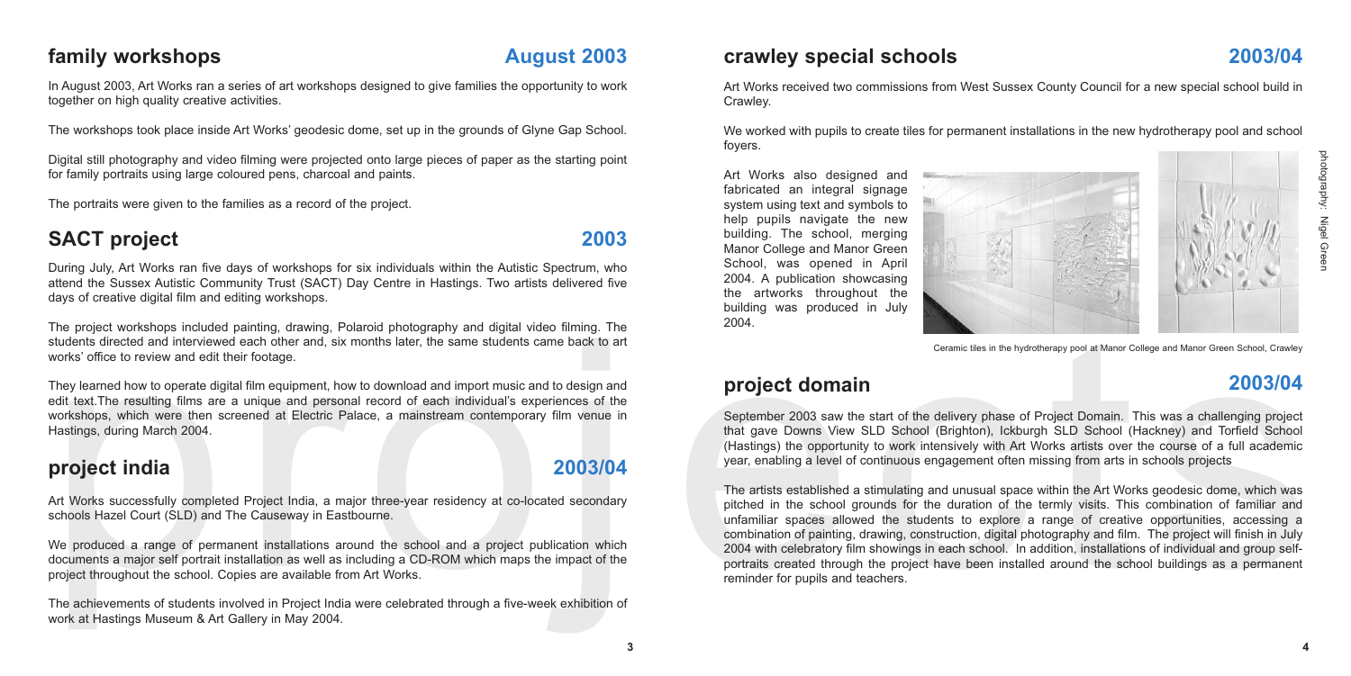## family workshops

**August 2003**

In August 2003, Art Works ran a series of art workshops designed to give families the opportunity to work together on high quality creative activities.

The workshops took place inside Art Works' geodesic dome, set up in the grounds of Glyne Gap School.

Digital still photography and video filming were projected onto large pieces of paper as the starting point for family portraits using large coloured pens, charcoal and paints.

The portraits were given to the families as a record of the project.

## SACT project

**2003**

During July, Art Works ran five days of workshops for six individuals within the Autistic Spectrum, who attend the Sussex Autistic Community Trust (SACT) Day Centre in Hastings. Two artists delivered five days of creative digital film and editing workshops.

The project workshops included painting, drawing, Polaroid photography and digital video filming. The students directed and interviewed each other and, six months later, the same students came back to art works' office to review and edit their footage.

They learned how to operate digital film equipment, how to download and import music and to design and edit text.The resulting films are a unique and personal record of each individual's experiences of the workshops, which were then screened at Electric Palace, a mainstream contemporary film venue in Hastings, during March 2004.

## project india

**2003/04**

Art Works successfully completed Project India, a major three-year residency at co-located secondary schools Hazel Court (SLD) and The Causeway in Eastbourne.

We produced a range of permanent installations around the school and a project publication which documents a major self portrait installation as well as including a CD-ROM which maps the impact of the project throughout the school. Copies are available from Art Works.

The achievements of students involved in Project India were celebrated through a five-week exhibition of work at Hastings Museum & Art Gallery in May 2004.

## crawley special schools

**2003/04**

Art Works received two commissions from West Sussex County Council for a new special school build in Crawley.

We worked with pupils to create tiles for permanent installations in the new hydrotherapy pool and school foyers.

Art Works also designed and fabricated an integral signage system using text and symbols to help pupils navigate the new building. The school, merging Manor College and Manor Green School, was opened in April 2004. A publication showcasing the artworks throughout the building was produced in July 2004.

Ceramic tiles in the hydrotherapy pool at Manor College and Manor Green School, Crawley

photography: Nigel Green

## project domain

**2003/04**

September 2003 saw the start of the delivery phase of Project Domain. This was a challenging project that gave Downs View SLD School (Brighton), Ickburgh SLD School (Hackney) and Torfield School (Hastings) the opportunity to work intensively with Art Works artists over the course of a full academic year, enabling a level of continuous engagement often missing from arts in schools projects

The artists established a stimulating and unusual space within the Art Works geodesic dome, which was pitched in the school grounds for the duration of the termly visits. This combination of familiar and unfamiliar spaces allowed the students to explore a range of creative opportunities, accessing a combination of painting, drawing, construction, digital photography and film. The project will finish in July 2004 with celebratory film showings in each school. In addition, installations of individual and group self-portraits created through the project have been installed around the school buildings as a permanent reminder for pupils and teachers.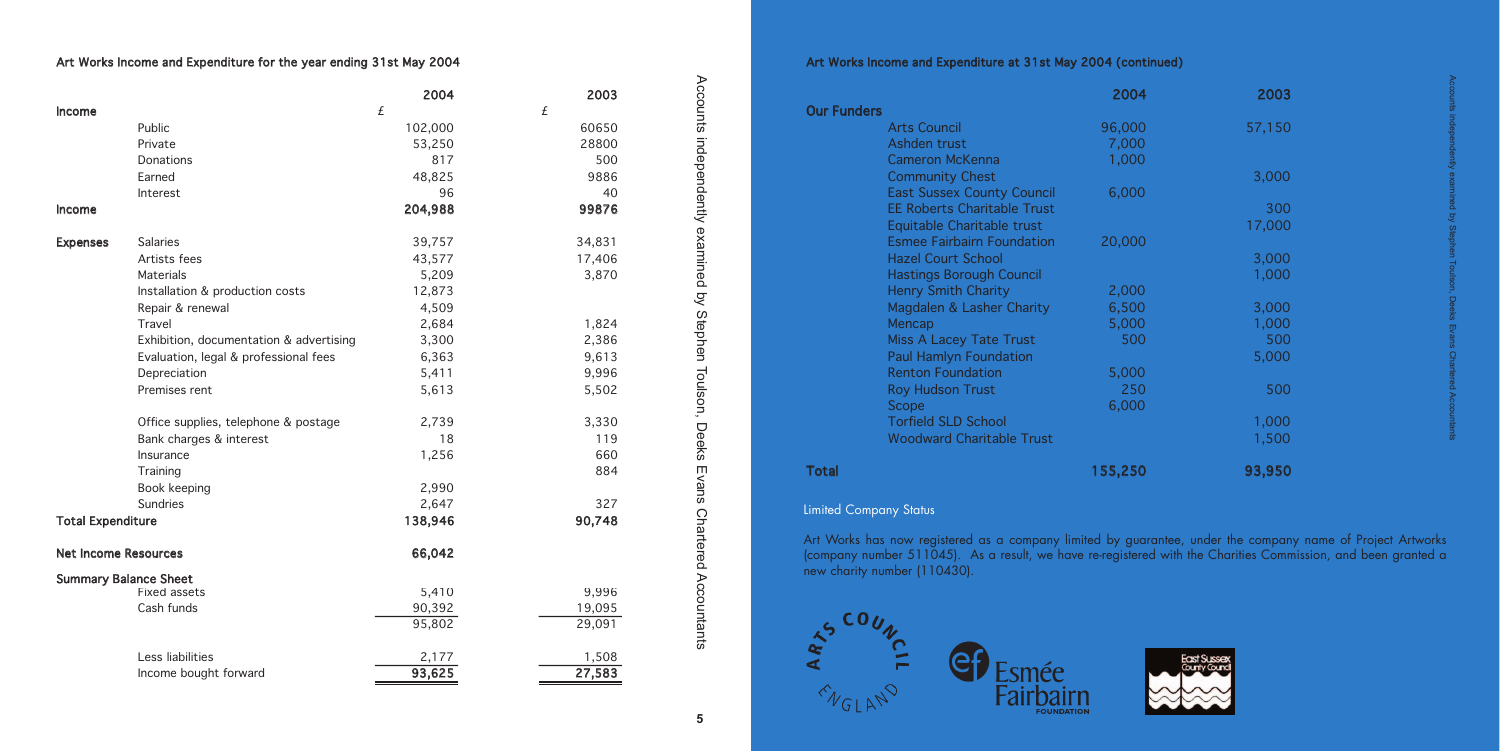### Art Works Income and Expenditure for the year ending 31st May 2004

| | | 2004 | 2003 |
|---|---|---|---|
| **Income** | | £ | £ |
| | Public | 102,000 | 60650 |
| | Private | 53,250 | 28800 |
| | Donations | 817 | 500 |
| | Earned | 48,825 | 9886 |
| | Interest | 96 | 40 |
| **Income** | | **204,988** | **99876** |
| **Expenses** | Salaries | 39,757 | 34,831 |
| | Artists fees | 43,577 | 17,406 |
| | Materials | 5,209 | 3,870 |
| | Installation & production costs | 12,873 | |
| | Repair & renewal | 4,509 | |
| | Travel | 2,684 | 1,824 |
| | Exhibition, documentation & advertising | 3,300 | 2,386 |
| | Evaluation, legal & professional fees | 6,363 | 9,613 |
| | Depreciation | 5,411 | 9,996 |
| | Premises rent | 5,613 | 5,502 |
| | Office supplies, telephone & postage | 2,739 | 3,330 |
| | Bank charges & interest | 18 | 119 |
| | Insurance | 1,256 | 660 |
| | Training | | 884 |
| | Book keeping | 2,990 | |
| | Sundries | 2,647 | 327 |
| **Total Expenditure** | | **138,946** | **90,748** |
| **Net Income Resources** | | **66,042** | |
| **Summary Balance Sheet** | | | |
| | Fixed assets | 5,410 | 9,996 |
| | Cash funds | 90,392 | 19,095 |
| | | 95,802 | 29,091 |
| | Less liabilities | 2,177 | 1,508 |
| | Income bought forward | 93,625 | 27,583 |

Accounts independently examined by Stephen Toulson, Deeks Evans Chartered Accountants

### Art Works Income and Expenditure at 31st May 2004 (continued)

| | 2004 | 2003 |
|---|---|---|
| **Our Funders** | | |
| Arts Council | 96,000 | 57,150 |
| Ashden trust | 7,000 | |
| Cameron McKenna | 1,000 | |
| Community Chest | | 3,000 |
| East Sussex County Council | 6,000 | |
| EE Roberts Charitable Trust | | 300 |
| Equitable Charitable trust | | 17,000 |
| Esmee Fairbairn Foundation | 20,000 | |
| Hazel Court School | | 3,000 |
| Hastings Borough Council | | 1,000 |
| Henry Smith Charity | 2,000 | |
| Magdalen & Lasher Charity | 6,500 | 3,000 |
| Mencap | 5,000 | 1,000 |
| Miss A Lacey Tate Trust | 500 | 500 |
| Paul Hamlyn Foundation | | 5,000 |
| Renton Foundation | 5,000 | |
| Roy Hudson Trust | 250 | 500 |
| Scope | 6,000 | |
| Torfield SLD School | | 1,000 |
| Woodward Charitable Trust | | 1,500 |
| **Total** | **155,250** | **93,950** |

#### Limited Company Status

Art Works has now registered as a company limited by guarantee, under the company name of Project Artworks (company number 511045). As a result, we have re-registered with the Charities Commission, and been granted a new charity number (110430).

Accounts independently examined by Stephen Toulson, Deeks Evans Chartered Accountants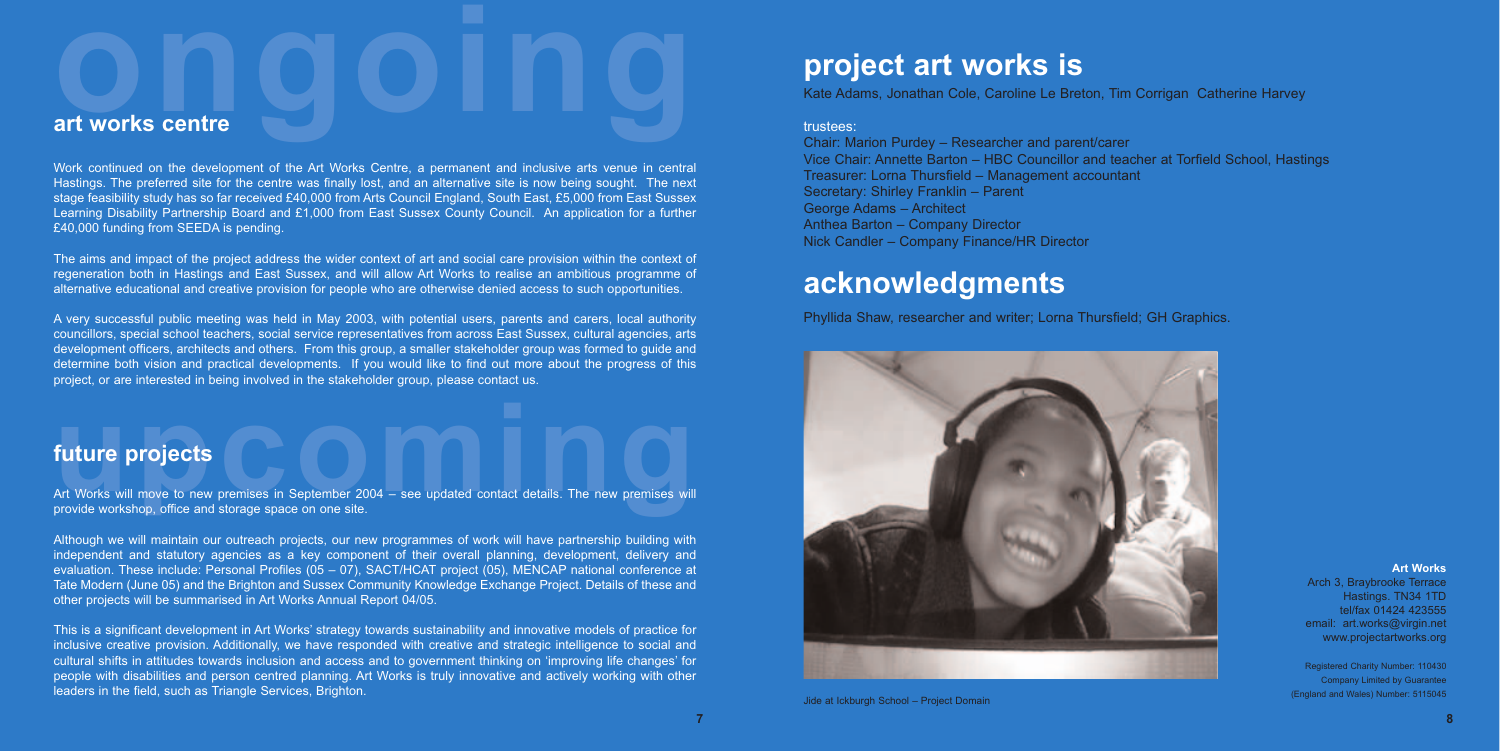# ongoing

## art works centre

Work continued on the development of the Art Works Centre, a permanent and inclusive arts venue in central Hastings. The preferred site for the centre was finally lost, and an alternative site is now being sought. The next stage feasibility study has so far received £40,000 from Arts Council England, South East, £5,000 from East Sussex Learning Disability Partnership Board and £1,000 from East Sussex County Council. An application for a further £40,000 funding from SEEDA is pending.

The aims and impact of the project address the wider context of art and social care provision within the context of regeneration both in Hastings and East Sussex, and will allow Art Works to realise an ambitious programme of alternative educational and creative provision for people who are otherwise denied access to such opportunities.

A very successful public meeting was held in May 2003, with potential users, parents and carers, local authority councillors, special school teachers, social service representatives from across East Sussex, cultural agencies, arts development officers, architects and others. From this group, a smaller stakeholder group was formed to guide and determine both vision and practical developments. If you would like to find out more about the progress of this project, or are interested in being involved in the stakeholder group, please contact us.

# upcoming

## future projects

Art Works will move to new premises in September 2004 – see updated contact details. The new premises will provide workshop, office and storage space on one site.

Although we will maintain our outreach projects, our new programmes of work will have partnership building with independent and statutory agencies as a key component of their overall planning, development, delivery and evaluation. These include: Personal Profiles (05 – 07), SACT/HCAT project (05), MENCAP national conference at Tate Modern (June 05) and the Brighton and Sussex Community Knowledge Exchange Project. Details of these and other projects will be summarised in Art Works Annual Report 04/05.

This is a significant development in Art Works' strategy towards sustainability and innovative models of practice for inclusive creative provision. Additionally, we have responded with creative and strategic intelligence to social and cultural shifts in attitudes towards inclusion and access and to government thinking on 'improving life changes' for people with disabilities and person centred planning. Art Works is truly innovative and actively working with other leaders in the field, such as Triangle Services, Brighton.

# project art works is

Kate Adams, Jonathan Cole, Caroline Le Breton, Tim Corrigan Catherine Harvey

trustees:

Chair: Marion Purdey – Researcher and parent/carer
Vice Chair: Annette Barton – HBC Councillor and teacher at Torfield School, Hastings
Treasurer: Lorna Thursfield – Management accountant
Secretary: Shirley Franklin – Parent
George Adams – Architect
Anthea Barton – Company Director
Nick Candler – Company Finance/HR Director

# acknowledgments

Phyllida Shaw, researcher and writer; Lorna Thursfield; GH Graphics.

Jide at Ickburgh School – Project Domain

**Art Works**
Arch 3, Braybrooke Terrace
Hastings. TN34 1TD
tel/fax 01424 423555
email: art.works@virgin.net
www.projectartworks.org

Registered Charity Number: 110430
Company Limited by Guarantee
(England and Wales) Number: 5115045